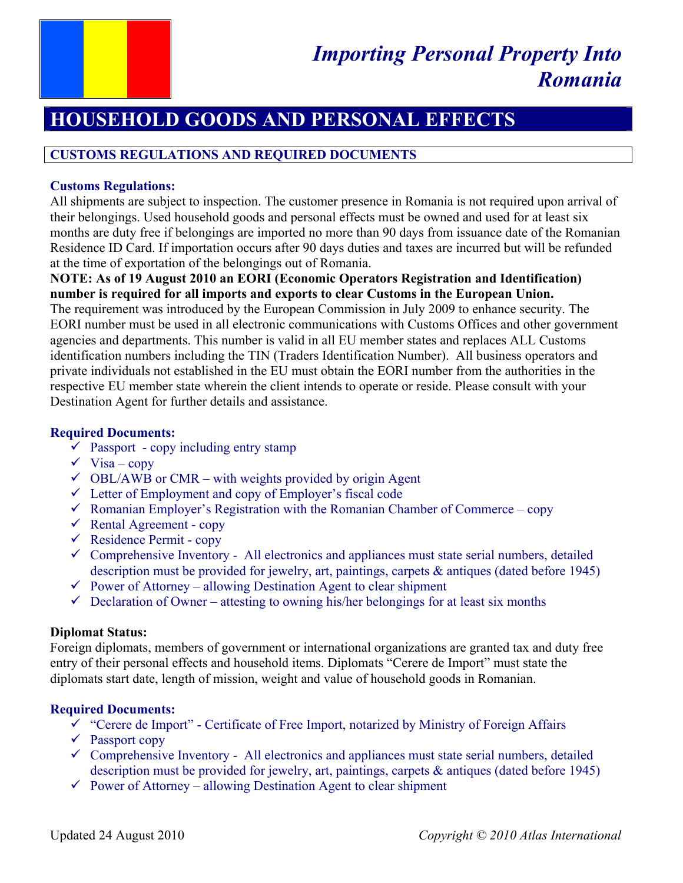# *Importing Personal Property Into Romania*

## HOUSEHOLD GOODS AND PERSONAL EFFECTS

### CUSTOMS REGULATIONS AND REQUIRED DOCUMENTS

**Customs Regulations:**

All shipments are subject to inspection. The customer presence in Romania is not required upon arrival of their belongings. Used household goods and personal effects must be owned and used for at least six months are duty free if belongings are imported no more than 90 days from issuance date of the Romanian Residence ID Card. If importation occurs after 90 days duties and taxes are incurred but will be refunded at the time of exportation of the belongings out of Romania.

**NOTE: As of 19 August 2010 an EORI (Economic Operators Registration and Identification) number is required for all imports and exports to clear Customs in the European Union.**

The requirement was introduced by the European Commission in July 2009 to enhance security. The EORI number must be used in all electronic communications with Customs Offices and other government agencies and departments. This number is valid in all EU member states and replaces ALL Customs identification numbers including the TIN (Traders Identification Number). All business operators and private individuals not established in the EU must obtain the EORI number from the authorities in the respective EU member state wherein the client intends to operate or reside. Please consult with your Destination Agent for further details and assistance.

**Required Documents:**

- ✓ Passport - copy including entry stamp
- ✓ Visa – copy
- ✓ OBL/AWB or CMR – with weights provided by origin Agent
- ✓ Letter of Employment and copy of Employer's fiscal code
- ✓ Romanian Employer's Registration with the Romanian Chamber of Commerce – copy
- ✓ Rental Agreement - copy
- ✓ Residence Permit - copy
- ✓ Comprehensive Inventory - All electronics and appliances must state serial numbers, detailed description must be provided for jewelry, art, paintings, carpets & antiques (dated before 1945)
- ✓ Power of Attorney – allowing Destination Agent to clear shipment
- ✓ Declaration of Owner – attesting to owning his/her belongings for at least six months

**Diplomat Status:**

Foreign diplomats, members of government or international organizations are granted tax and duty free entry of their personal effects and household items. Diplomats "Cerere de Import" must state the diplomats start date, length of mission, weight and value of household goods in Romanian.

**Required Documents:**

- ✓ "Cerere de Import" - Certificate of Free Import, notarized by Ministry of Foreign Affairs
- ✓ Passport copy
- ✓ Comprehensive Inventory - All electronics and appliances must state serial numbers, detailed description must be provided for jewelry, art, paintings, carpets & antiques (dated before 1945)
- ✓ Power of Attorney – allowing Destination Agent to clear shipment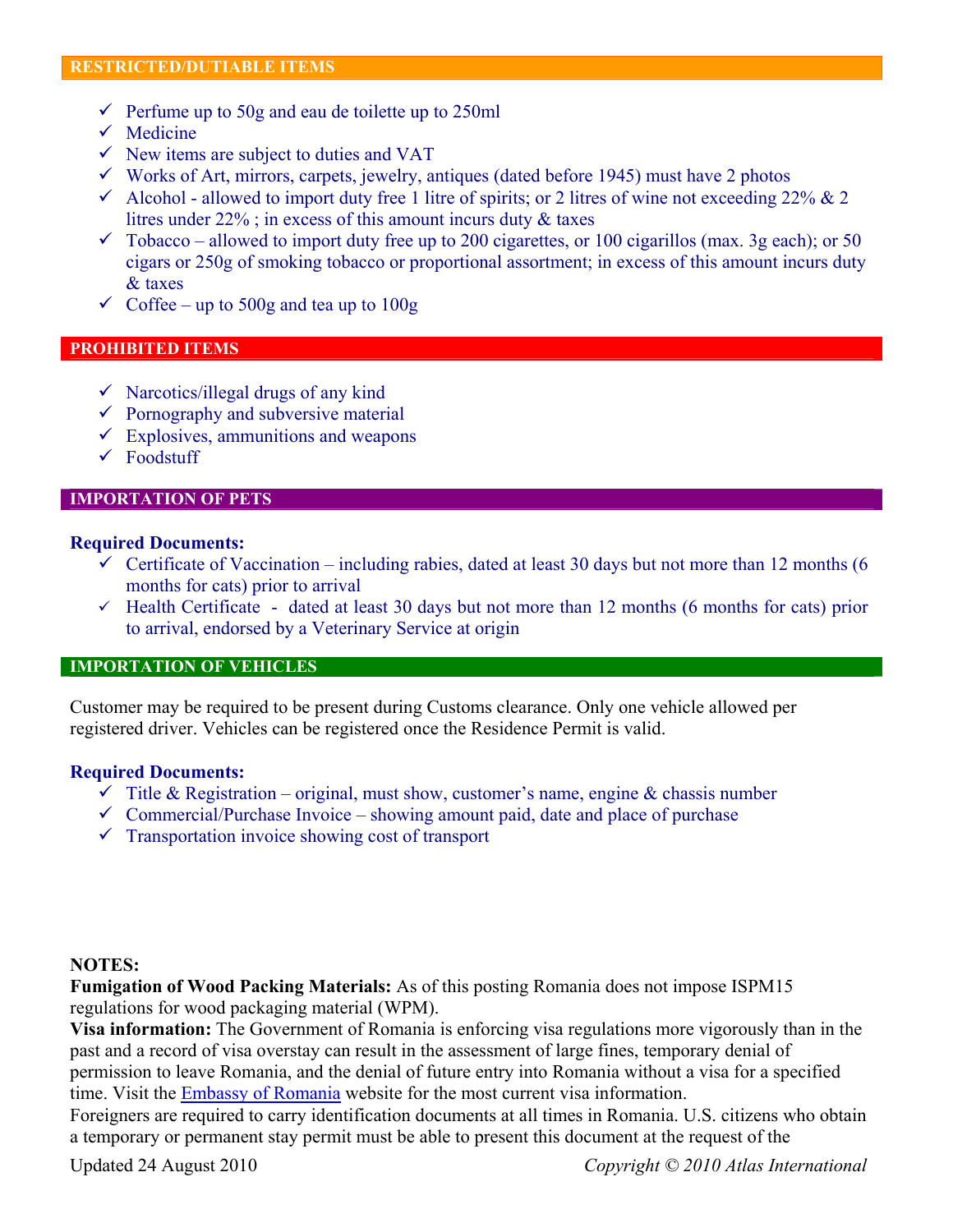## RESTRICTED/DUTIABLE ITEMS

- Perfume up to 50g and eau de toilette up to 250ml
- Medicine
- New items are subject to duties and VAT
- Works of Art, mirrors, carpets, jewelry, antiques (dated before 1945) must have 2 photos
- Alcohol - allowed to import duty free 1 litre of spirits; or 2 litres of wine not exceeding 22% & 2 litres under 22% ; in excess of this amount incurs duty & taxes
- Tobacco – allowed to import duty free up to 200 cigarettes, or 100 cigarillos (max. 3g each); or 50 cigars or 250g of smoking tobacco or proportional assortment; in excess of this amount incurs duty & taxes
- Coffee – up to 500g and tea up to 100g

## PROHIBITED ITEMS

- Narcotics/illegal drugs of any kind
- Pornography and subversive material
- Explosives, ammunitions and weapons
- Foodstuff

## IMPORTATION OF PETS

**Required Documents:**

- Certificate of Vaccination – including rabies, dated at least 30 days but not more than 12 months (6 months for cats) prior to arrival
- Health Certificate - dated at least 30 days but not more than 12 months (6 months for cats) prior to arrival, endorsed by a Veterinary Service at origin

## IMPORTATION OF VEHICLES

Customer may be required to be present during Customs clearance. Only one vehicle allowed per registered driver. Vehicles can be registered once the Residence Permit is valid.

**Required Documents:**

- Title & Registration – original, must show, customer's name, engine & chassis number
- Commercial/Purchase Invoice – showing amount paid, date and place of purchase
- Transportation invoice showing cost of transport

**NOTES:**

**Fumigation of Wood Packing Materials:** As of this posting Romania does not impose ISPM15 regulations for wood packaging material (WPM).

**Visa information:** The Government of Romania is enforcing visa regulations more vigorously than in the past and a record of visa overstay can result in the assessment of large fines, temporary denial of permission to leave Romania, and the denial of future entry into Romania without a visa for a specified time. Visit the Embassy of Romania website for the most current visa information.

Foreigners are required to carry identification documents at all times in Romania. U.S. citizens who obtain a temporary or permanent stay permit must be able to present this document at the request of the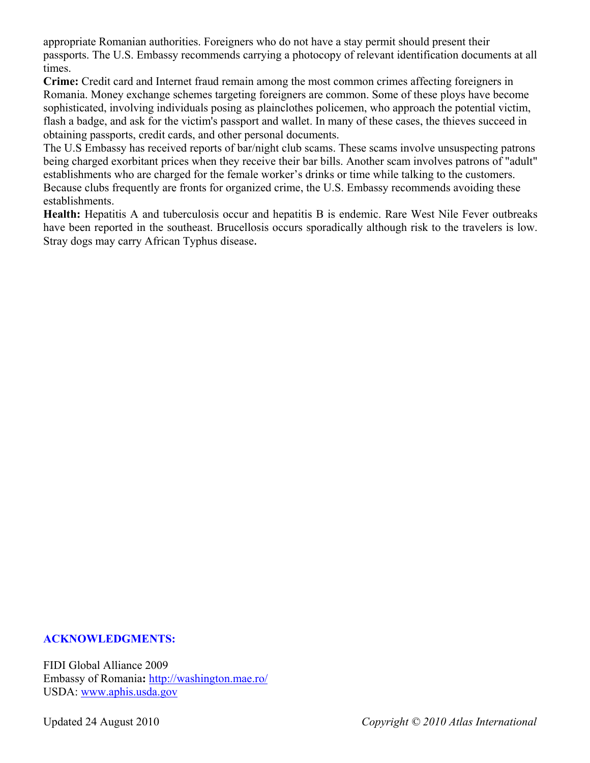appropriate Romanian authorities. Foreigners who do not have a stay permit should present their passports. The U.S. Embassy recommends carrying a photocopy of relevant identification documents at all times.

**Crime:** Credit card and Internet fraud remain among the most common crimes affecting foreigners in Romania. Money exchange schemes targeting foreigners are common. Some of these ploys have become sophisticated, involving individuals posing as plainclothes policemen, who approach the potential victim, flash a badge, and ask for the victim's passport and wallet. In many of these cases, the thieves succeed in obtaining passports, credit cards, and other personal documents.

The U.S Embassy has received reports of bar/night club scams. These scams involve unsuspecting patrons being charged exorbitant prices when they receive their bar bills. Another scam involves patrons of "adult" establishments who are charged for the female worker's drinks or time while talking to the customers. Because clubs frequently are fronts for organized crime, the U.S. Embassy recommends avoiding these establishments.

**Health:** Hepatitis A and tuberculosis occur and hepatitis B is endemic. Rare West Nile Fever outbreaks have been reported in the southeast. Brucellosis occurs sporadically although risk to the travelers is low. Stray dogs may carry African Typhus disease.

**ACKNOWLEDGMENTS:**

FIDI Global Alliance 2009
Embassy of Romania**:** http://washington.mae.ro/
USDA: www.aphis.usda.gov

Updated 24 August 2010 *Copyright © 2010 Atlas International*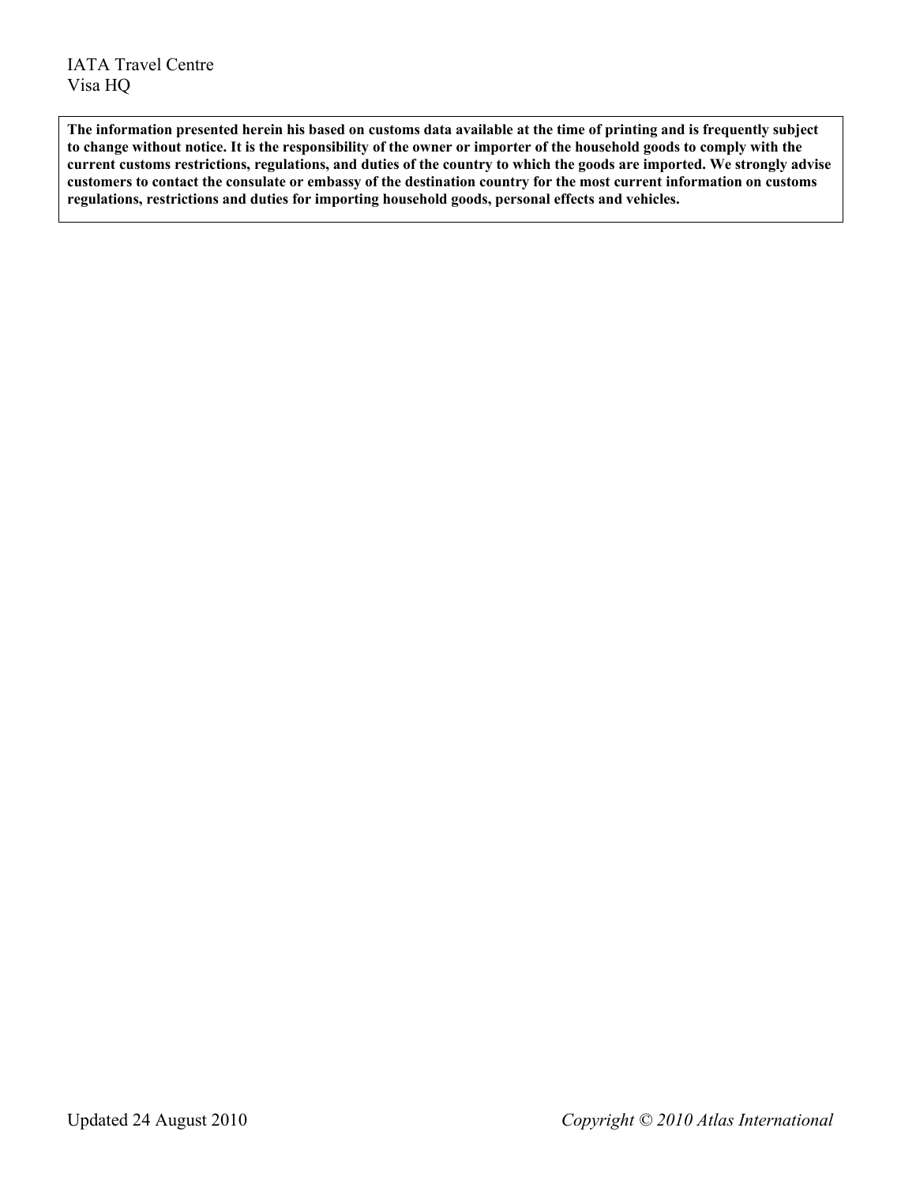IATA Travel Centre
Visa HQ

**The information presented herein his based on customs data available at the time of printing and is frequently subject to change without notice. It is the responsibility of the owner or importer of the household goods to comply with the current customs restrictions, regulations, and duties of the country to which the goods are imported. We strongly advise customers to contact the consulate or embassy of the destination country for the most current information on customs regulations, restrictions and duties for importing household goods, personal effects and vehicles.**